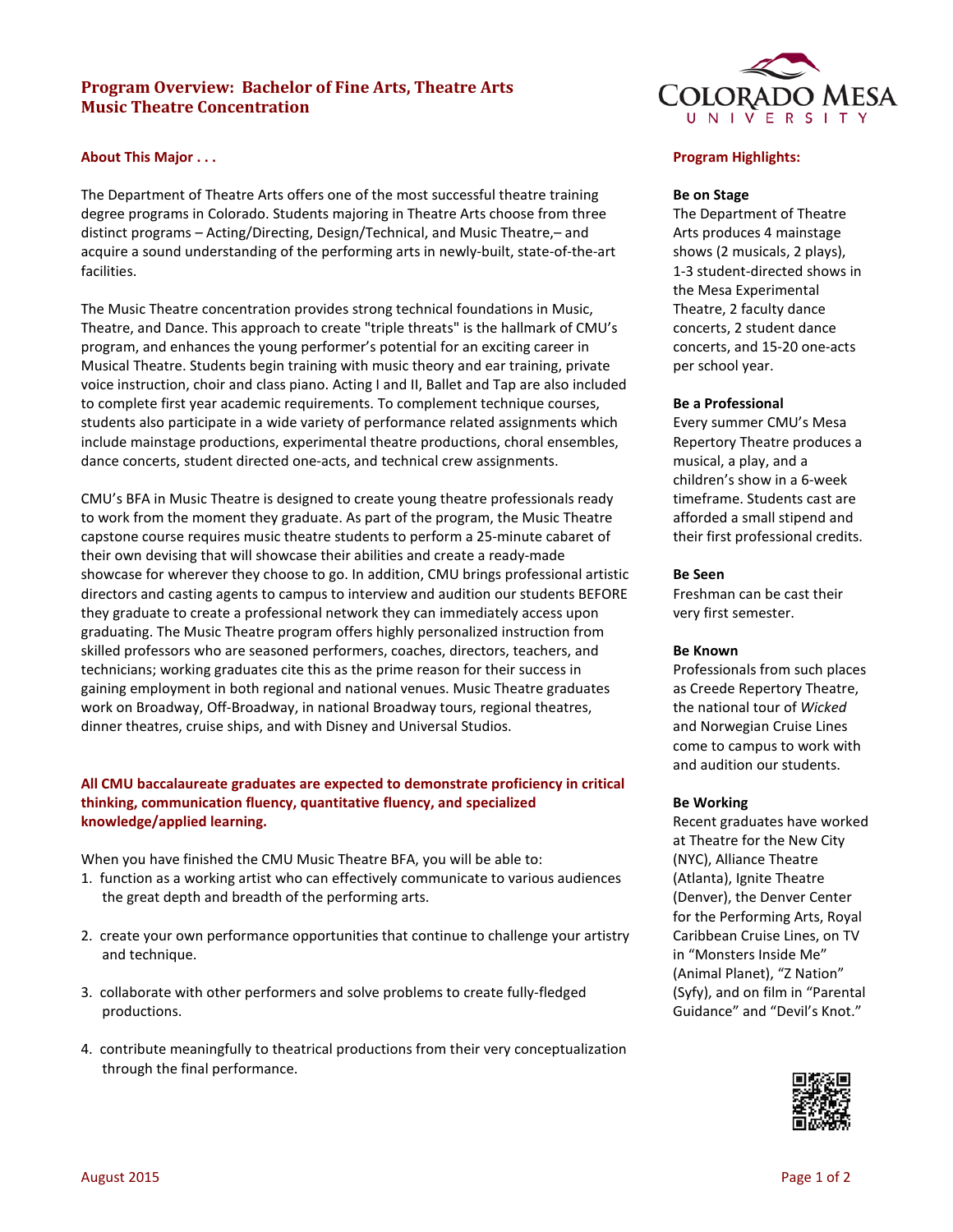# Program Overview: Bachelor of Fine Arts, Theatre Arts
# Music Theatre Concentration

## About This Major . . .

The Department of Theatre Arts offers one of the most successful theatre training degree programs in Colorado. Students majoring in Theatre Arts choose from three distinct programs – Acting/Directing, Design/Technical, and Music Theatre,– and acquire a sound understanding of the performing arts in newly-built, state-of-the-art facilities.

The Music Theatre concentration provides strong technical foundations in Music, Theatre, and Dance. This approach to create "triple threats" is the hallmark of CMU's program, and enhances the young performer's potential for an exciting career in Musical Theatre. Students begin training with music theory and ear training, private voice instruction, choir and class piano. Acting I and II, Ballet and Tap are also included to complete first year academic requirements. To complement technique courses, students also participate in a wide variety of performance related assignments which include mainstage productions, experimental theatre productions, choral ensembles, dance concerts, student directed one-acts, and technical crew assignments.

CMU's BFA in Music Theatre is designed to create young theatre professionals ready to work from the moment they graduate. As part of the program, the Music Theatre capstone course requires music theatre students to perform a 25-minute cabaret of their own devising that will showcase their abilities and create a ready-made showcase for wherever they choose to go. In addition, CMU brings professional artistic directors and casting agents to campus to interview and audition our students BEFORE they graduate to create a professional network they can immediately access upon graduating. The Music Theatre program offers highly personalized instruction from skilled professors who are seasoned performers, coaches, directors, teachers, and technicians; working graduates cite this as the prime reason for their success in gaining employment in both regional and national venues. Music Theatre graduates work on Broadway, Off-Broadway, in national Broadway tours, regional theatres, dinner theatres, cruise ships, and with Disney and Universal Studios.

**All CMU baccalaureate graduates are expected to demonstrate proficiency in critical thinking, communication fluency, quantitative fluency, and specialized knowledge/applied learning.**

When you have finished the CMU Music Theatre BFA, you will be able to:

1. function as a working artist who can effectively communicate to various audiences the great depth and breadth of the performing arts.
2. create your own performance opportunities that continue to challenge your artistry and technique.
3. collaborate with other performers and solve problems to create fully-fledged productions.
4. contribute meaningfully to theatrical productions from their very conceptualization through the final performance.

## Program Highlights:

**Be on Stage**
The Department of Theatre Arts produces 4 mainstage shows (2 musicals, 2 plays), 1-3 student-directed shows in the Mesa Experimental Theatre, 2 faculty dance concerts, 2 student dance concerts, and 15-20 one-acts per school year.

**Be a Professional**
Every summer CMU's Mesa Repertory Theatre produces a musical, a play, and a children's show in a 6-week timeframe. Students cast are afforded a small stipend and their first professional credits.

**Be Seen**
Freshman can be cast their very first semester.

**Be Known**
Professionals from such places as Creede Repertory Theatre, the national tour of *Wicked* and Norwegian Cruise Lines come to campus to work with and audition our students.

**Be Working**
Recent graduates have worked at Theatre for the New City (NYC), Alliance Theatre (Atlanta), Ignite Theatre (Denver), the Denver Center for the Performing Arts, Royal Caribbean Cruise Lines, on TV in "Monsters Inside Me" (Animal Planet), "Z Nation" (Syfy), and on film in "Parental Guidance" and "Devil's Knot."

August 2015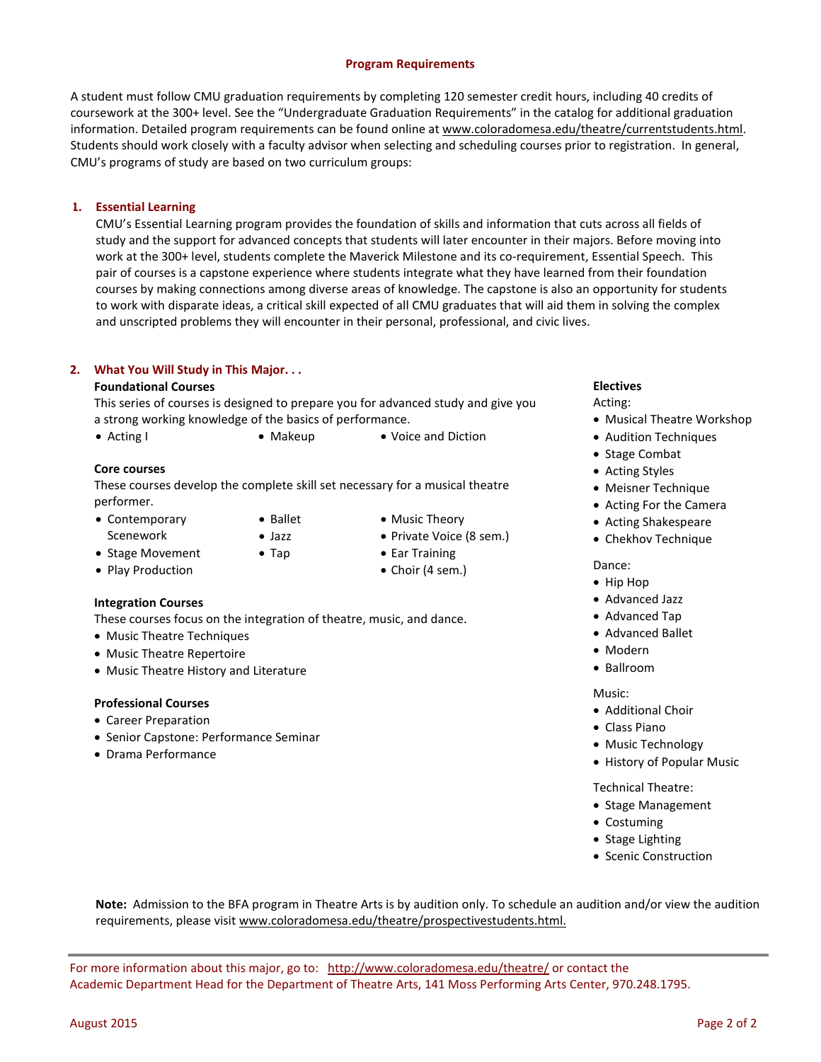## Program Requirements

A student must follow CMU graduation requirements by completing 120 semester credit hours, including 40 credits of coursework at the 300+ level. See the "Undergraduate Graduation Requirements" in the catalog for additional graduation information. Detailed program requirements can be found online at www.coloradomesa.edu/theatre/currentstudents.html. Students should work closely with a faculty advisor when selecting and scheduling courses prior to registration. In general, CMU's programs of study are based on two curriculum groups:

### 1. Essential Learning

CMU's Essential Learning program provides the foundation of skills and information that cuts across all fields of study and the support for advanced concepts that students will later encounter in their majors. Before moving into work at the 300+ level, students complete the Maverick Milestone and its co-requirement, Essential Speech. This pair of courses is a capstone experience where students integrate what they have learned from their foundation courses by making connections among diverse areas of knowledge. The capstone is also an opportunity for students to work with disparate ideas, a critical skill expected of all CMU graduates that will aid them in solving the complex and unscripted problems they will encounter in their personal, professional, and civic lives.

### 2. What You Will Study in This Major. . .

**Foundational Courses**

This series of courses is designed to prepare you for advanced study and give you a strong working knowledge of the basics of performance.

- Acting I
- Makeup
- Voice and Diction

**Core courses**

These courses develop the complete skill set necessary for a musical theatre performer.

- Contemporary Scenework
- Stage Movement
- Play Production
- Ballet
- Jazz
- Tap
- Music Theory
- Private Voice (8 sem.)
- Ear Training
- Choir (4 sem.)

**Integration Courses**

These courses focus on the integration of theatre, music, and dance.

- Music Theatre Techniques
- Music Theatre Repertoire
- Music Theatre History and Literature

**Professional Courses**

- Career Preparation
- Senior Capstone: Performance Seminar
- Drama Performance

**Electives**

Acting:

- Musical Theatre Workshop
- Audition Techniques
- Stage Combat
- Acting Styles
- Meisner Technique
- Acting For the Camera
- Acting Shakespeare
- Chekhov Technique

Dance:

- Hip Hop
- Advanced Jazz
- Advanced Tap
- Advanced Ballet
- Modern
- Ballroom

Music:

- Additional Choir
- Class Piano
- Music Technology
- History of Popular Music

Technical Theatre:

- Stage Management
- Costuming
- Stage Lighting
- Scenic Construction

**Note:** Admission to the BFA program in Theatre Arts is by audition only. To schedule an audition and/or view the audition requirements, please visit www.coloradomesa.edu/theatre/prospectivestudents.html.

For more information about this major, go to: http://www.coloradomesa.edu/theatre/ or contact the Academic Department Head for the Department of Theatre Arts, 141 Moss Performing Arts Center, 970.248.1795.

August 2015